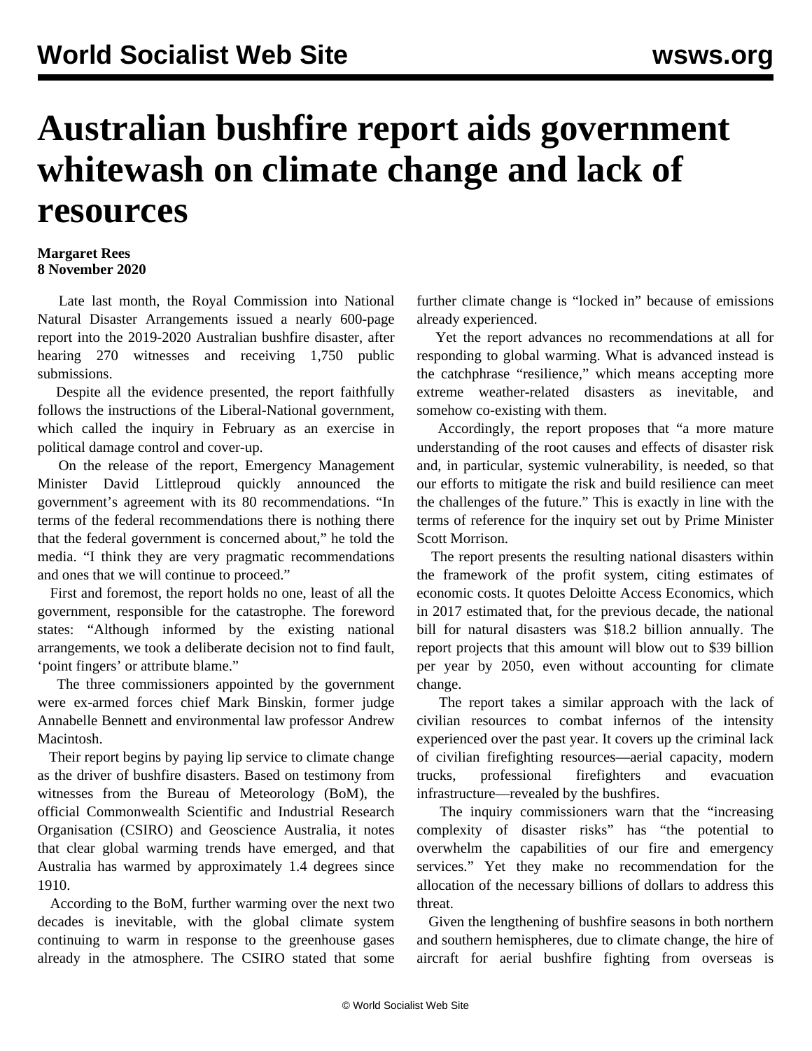# Australian bushfire report aids government whitewash on climate change and lack of resources

**Margaret Rees**
**8 November 2020**

Late last month, the Royal Commission into National Natural Disaster Arrangements issued a nearly 600-page report into the 2019-2020 Australian bushfire disaster, after hearing 270 witnesses and receiving 1,750 public submissions.

Despite all the evidence presented, the report faithfully follows the instructions of the Liberal-National government, which called the inquiry in February as an exercise in political damage control and cover-up.

On the release of the report, Emergency Management Minister David Littleproud quickly announced the government's agreement with its 80 recommendations. "In terms of the federal recommendations there is nothing there that the federal government is concerned about," he told the media. "I think they are very pragmatic recommendations and ones that we will continue to proceed."

First and foremost, the report holds no one, least of all the government, responsible for the catastrophe. The foreword states: "Although informed by the existing national arrangements, we took a deliberate decision not to find fault, 'point fingers' or attribute blame."

The three commissioners appointed by the government were ex-armed forces chief Mark Binskin, former judge Annabelle Bennett and environmental law professor Andrew Macintosh.

Their report begins by paying lip service to climate change as the driver of bushfire disasters. Based on testimony from witnesses from the Bureau of Meteorology (BoM), the official Commonwealth Scientific and Industrial Research Organisation (CSIRO) and Geoscience Australia, it notes that clear global warming trends have emerged, and that Australia has warmed by approximately 1.4 degrees since 1910.

According to the BoM, further warming over the next two decades is inevitable, with the global climate system continuing to warm in response to the greenhouse gases already in the atmosphere. The CSIRO stated that some further climate change is "locked in" because of emissions already experienced.

Yet the report advances no recommendations at all for responding to global warming. What is advanced instead is the catchphrase "resilience," which means accepting more extreme weather-related disasters as inevitable, and somehow co-existing with them.

Accordingly, the report proposes that "a more mature understanding of the root causes and effects of disaster risk and, in particular, systemic vulnerability, is needed, so that our efforts to mitigate the risk and build resilience can meet the challenges of the future." This is exactly in line with the terms of reference for the inquiry set out by Prime Minister Scott Morrison.

The report presents the resulting national disasters within the framework of the profit system, citing estimates of economic costs. It quotes Deloitte Access Economics, which in 2017 estimated that, for the previous decade, the national bill for natural disasters was $18.2 billion annually. The report projects that this amount will blow out to $39 billion per year by 2050, even without accounting for climate change.

The report takes a similar approach with the lack of civilian resources to combat infernos of the intensity experienced over the past year. It covers up the criminal lack of civilian firefighting resources—aerial capacity, modern trucks, professional firefighters and evacuation infrastructure—revealed by the bushfires.

The inquiry commissioners warn that the "increasing complexity of disaster risks" has "the potential to overwhelm the capabilities of our fire and emergency services." Yet they make no recommendation for the allocation of the necessary billions of dollars to address this threat.

Given the lengthening of bushfire seasons in both northern and southern hemispheres, due to climate change, the hire of aircraft for aerial bushfire fighting from overseas is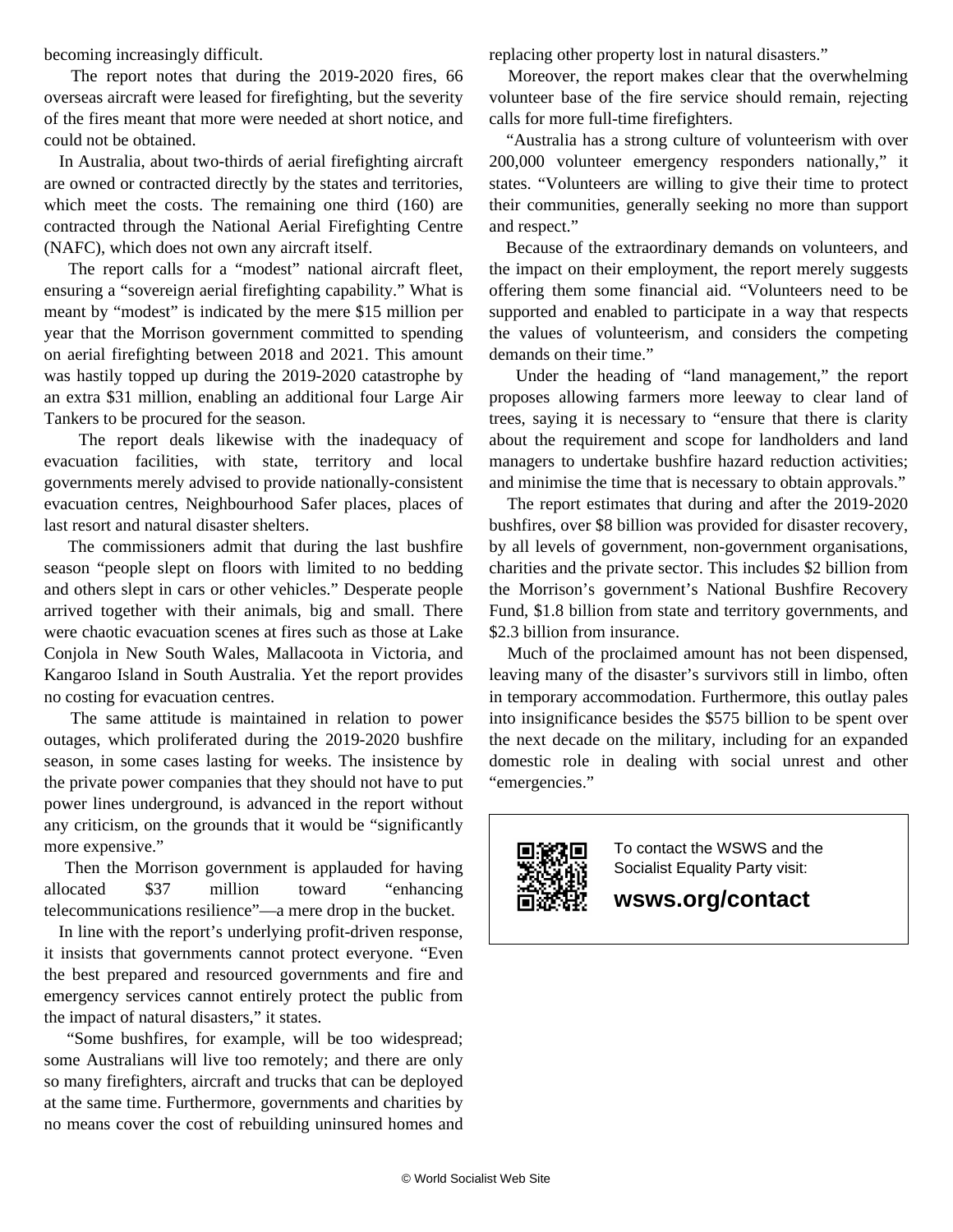becoming increasingly difficult.

The report notes that during the 2019-2020 fires, 66 overseas aircraft were leased for firefighting, but the severity of the fires meant that more were needed at short notice, and could not be obtained.

In Australia, about two-thirds of aerial firefighting aircraft are owned or contracted directly by the states and territories, which meet the costs. The remaining one third (160) are contracted through the National Aerial Firefighting Centre (NAFC), which does not own any aircraft itself.

The report calls for a "modest" national aircraft fleet, ensuring a "sovereign aerial firefighting capability." What is meant by "modest" is indicated by the mere $15 million per year that the Morrison government committed to spending on aerial firefighting between 2018 and 2021. This amount was hastily topped up during the 2019-2020 catastrophe by an extra $31 million, enabling an additional four Large Air Tankers to be procured for the season.

The report deals likewise with the inadequacy of evacuation facilities, with state, territory and local governments merely advised to provide nationally-consistent evacuation centres, Neighbourhood Safer places, places of last resort and natural disaster shelters.

The commissioners admit that during the last bushfire season "people slept on floors with limited to no bedding and others slept in cars or other vehicles." Desperate people arrived together with their animals, big and small. There were chaotic evacuation scenes at fires such as those at Lake Conjola in New South Wales, Mallacoota in Victoria, and Kangaroo Island in South Australia. Yet the report provides no costing for evacuation centres.

The same attitude is maintained in relation to power outages, which proliferated during the 2019-2020 bushfire season, in some cases lasting for weeks. The insistence by the private power companies that they should not have to put power lines underground, is advanced in the report without any criticism, on the grounds that it would be "significantly more expensive."

Then the Morrison government is applauded for having allocated $37 million toward "enhancing telecommunications resilience"—a mere drop in the bucket.

In line with the report's underlying profit-driven response, it insists that governments cannot protect everyone. "Even the best prepared and resourced governments and fire and emergency services cannot entirely protect the public from the impact of natural disasters," it states.

"Some bushfires, for example, will be too widespread; some Australians will live too remotely; and there are only so many firefighters, aircraft and trucks that can be deployed at the same time. Furthermore, governments and charities by no means cover the cost of rebuilding uninsured homes and replacing other property lost in natural disasters."

Moreover, the report makes clear that the overwhelming volunteer base of the fire service should remain, rejecting calls for more full-time firefighters.

"Australia has a strong culture of volunteerism with over 200,000 volunteer emergency responders nationally," it states. "Volunteers are willing to give their time to protect their communities, generally seeking no more than support and respect."

Because of the extraordinary demands on volunteers, and the impact on their employment, the report merely suggests offering them some financial aid. "Volunteers need to be supported and enabled to participate in a way that respects the values of volunteerism, and considers the competing demands on their time."

Under the heading of "land management," the report proposes allowing farmers more leeway to clear land of trees, saying it is necessary to "ensure that there is clarity about the requirement and scope for landholders and land managers to undertake bushfire hazard reduction activities; and minimise the time that is necessary to obtain approvals."

The report estimates that during and after the 2019-2020 bushfires, over $8 billion was provided for disaster recovery, by all levels of government, non-government organisations, charities and the private sector. This includes $2 billion from the Morrison's government's National Bushfire Recovery Fund, $1.8 billion from state and territory governments, and $2.3 billion from insurance.

Much of the proclaimed amount has not been dispensed, leaving many of the disaster's survivors still in limbo, often in temporary accommodation. Furthermore, this outlay pales into insignificance besides the $575 billion to be spent over the next decade on the military, including for an expanded domestic role in dealing with social unrest and other "emergencies."

To contact the WSWS and the Socialist Equality Party visit:

**wsws.org/contact**